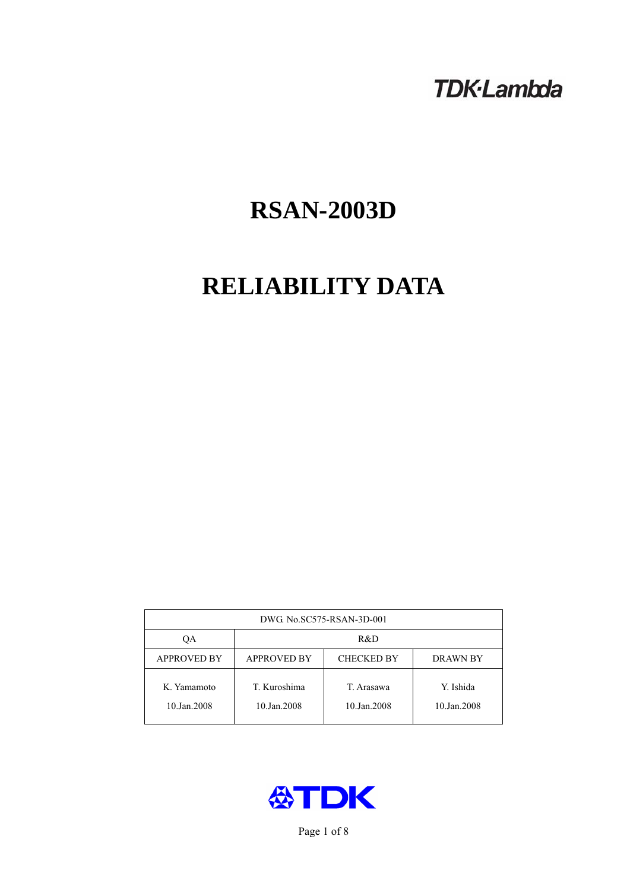TDK·Lambda

# RSAN-2003D

# RELIABILITY DATA

| DWG. No.SC575-RSAN-3D-001 | | | |
|---|---|---|---|
| QA | R&D | | |
| APPROVED BY | APPROVED BY | CHECKED BY | DRAWN BY |
| K. Yamamoto<br>10.Jan.2008 | T. Kuroshima<br>10.Jan.2008 | T. Arasawa<br>10.Jan.2008 | Y. Ishida<br>10.Jan.2008 |

TDK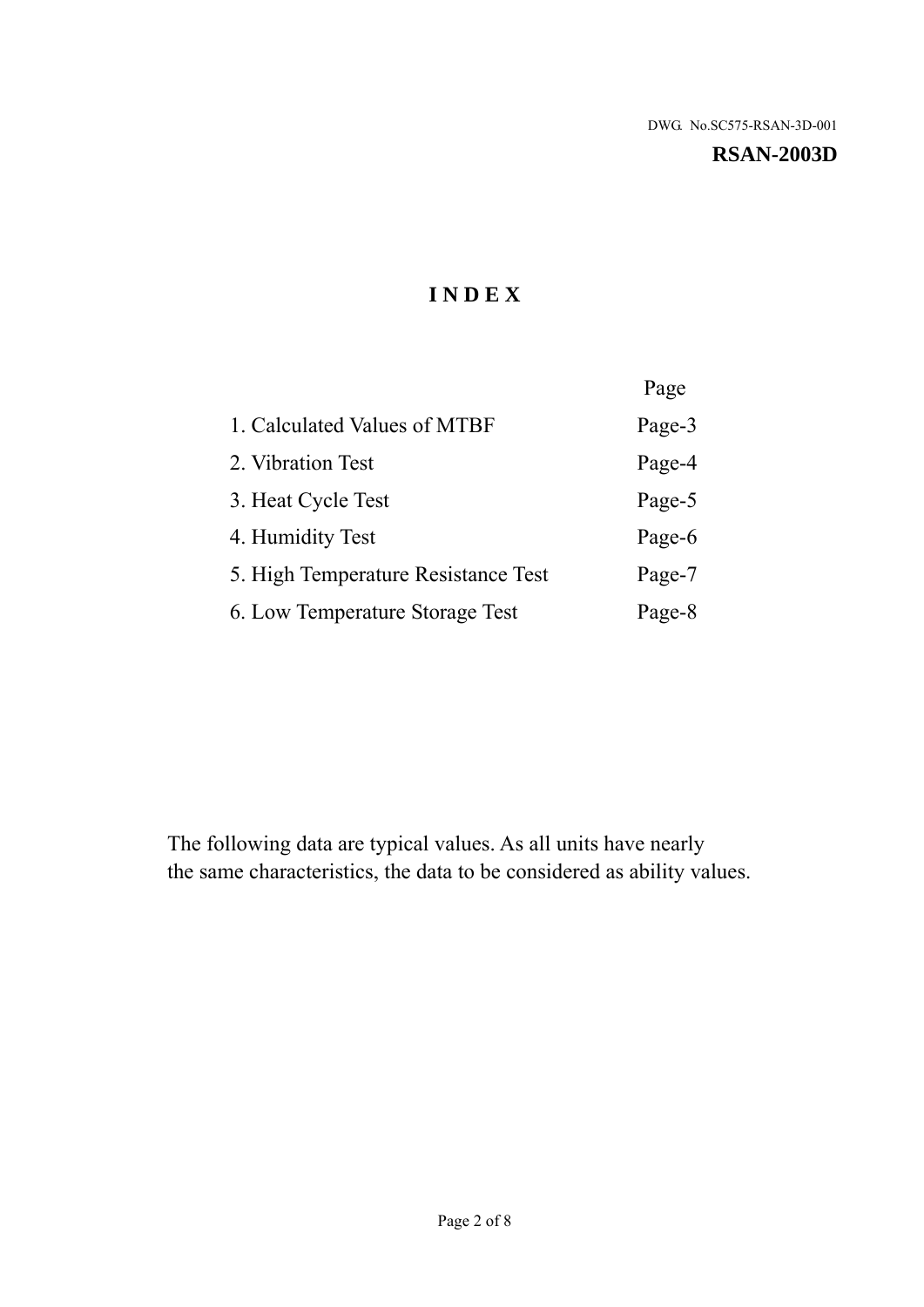DWG. No.SC575-RSAN-3D-001

**RSAN-2003D**

# INDEX

| | Page |
|---|---|
| 1. Calculated Values of MTBF | Page-3 |
| 2. Vibration Test | Page-4 |
| 3. Heat Cycle Test | Page-5 |
| 4. Humidity Test | Page-6 |
| 5. High Temperature Resistance Test | Page-7 |
| 6. Low Temperature Storage Test | Page-8 |

The following data are typical values. As all units have nearly the same characteristics, the data to be considered as ability values.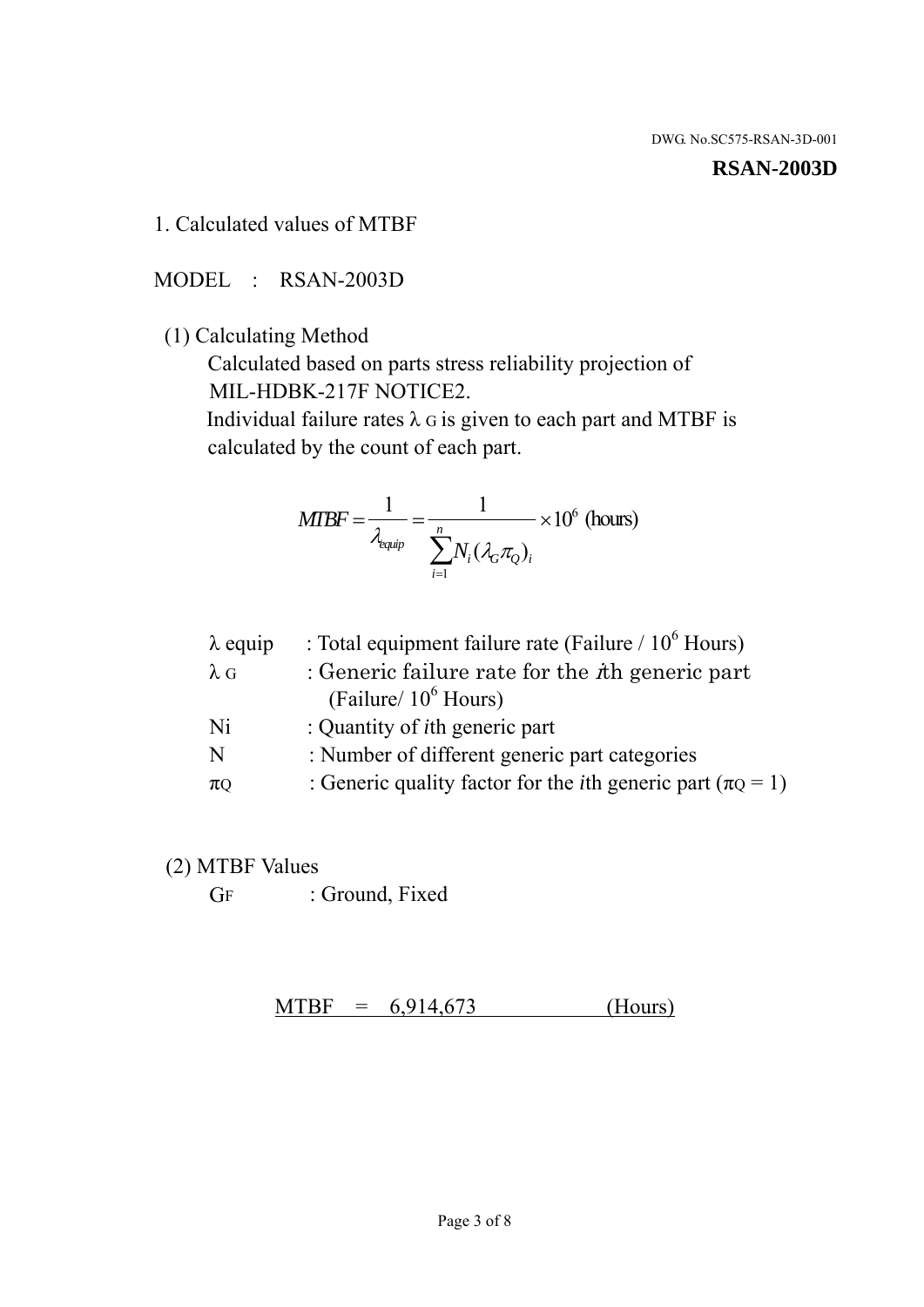DWG. No.SC575-RSAN-3D-001

**RSAN-2003D**

## 1. Calculated values of MTBF

MODEL : RSAN-2003D

(1) Calculating Method

Calculated based on parts stress reliability projection of MIL-HDBK-217F NOTICE2.

Individual failure rates $\lambda_G$ is given to each part and MTBF is calculated by the count of each part.

$$MTBF = \frac{1}{\lambda_{equip}} = \frac{1}{\sum_{i=1}^{n} N_i (\lambda_G \pi_Q)_i} \times 10^6 \text{ (hours)}$$

| | |
|---|---|
| $\lambda$ equip | : Total equipment failure rate (Failure / $10^6$ Hours) |
| $\lambda_G$ | : Generic failure rate for the $i$th generic part (Failure/ $10^6$ Hours) |
| Ni | : Quantity of $i$th generic part |
| N | : Number of different generic part categories |
| $\pi_Q$ | : Generic quality factor for the $i$th generic part ($\pi_Q = 1$) |

(2) MTBF Values

$G_F$ : Ground, Fixed

MTBF = 6,914,673 (Hours)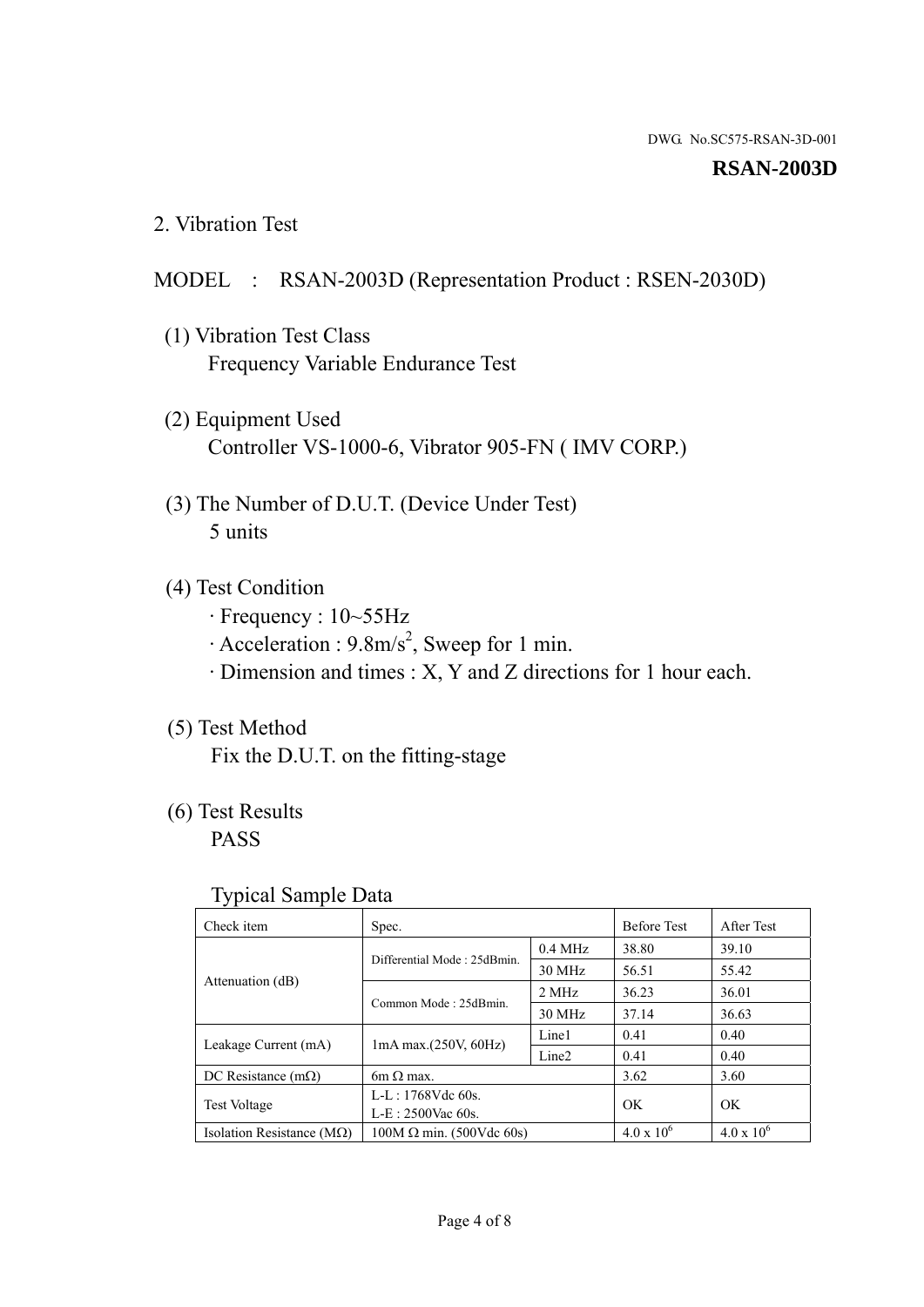DWG. No.SC575-RSAN-3D-001

**RSAN-2003D**

## 2. Vibration Test

MODEL : RSAN-2003D (Representation Product : RSEN-2030D)

(1) Vibration Test Class
Frequency Variable Endurance Test

(2) Equipment Used
Controller VS-1000-6, Vibrator 905-FN ( IMV CORP.)

(3) The Number of D.U.T. (Device Under Test)
5 units

(4) Test Condition
· Frequency : 10~55Hz
· Acceleration : $9.8m/s^2$, Sweep for 1 min.
· Dimension and times : X, Y and Z directions for 1 hour each.

(5) Test Method
Fix the D.U.T. on the fitting-stage

(6) Test Results
PASS

Typical Sample Data

| Check item | Spec. | | Before Test | After Test |
|---|---|---|---|---|
| Attenuation (dB) | Differential Mode : 25dBmin. | 0.4 MHz | 38.80 | 39.10 |
| | | 30 MHz | 56.51 | 55.42 |
| | Common Mode : 25dBmin. | 2 MHz | 36.23 | 36.01 |
| | | 30 MHz | 37.14 | 36.63 |
| Leakage Current (mA) | 1mA max.(250V, 60Hz) | Line1 | 0.41 | 0.40 |
| | | Line2 | 0.41 | 0.40 |
| DC Resistance (mΩ) | 6m Ω max. | | 3.62 | 3.60 |
| Test Voltage | L-L : 1768Vdc 60s.<br>L-E : 2500Vac 60s. | | OK | OK |
| Isolation Resistance (MΩ) | 100M Ω min. (500Vdc 60s) | | $4.0 \times 10^6$ | $4.0 \times 10^6$ |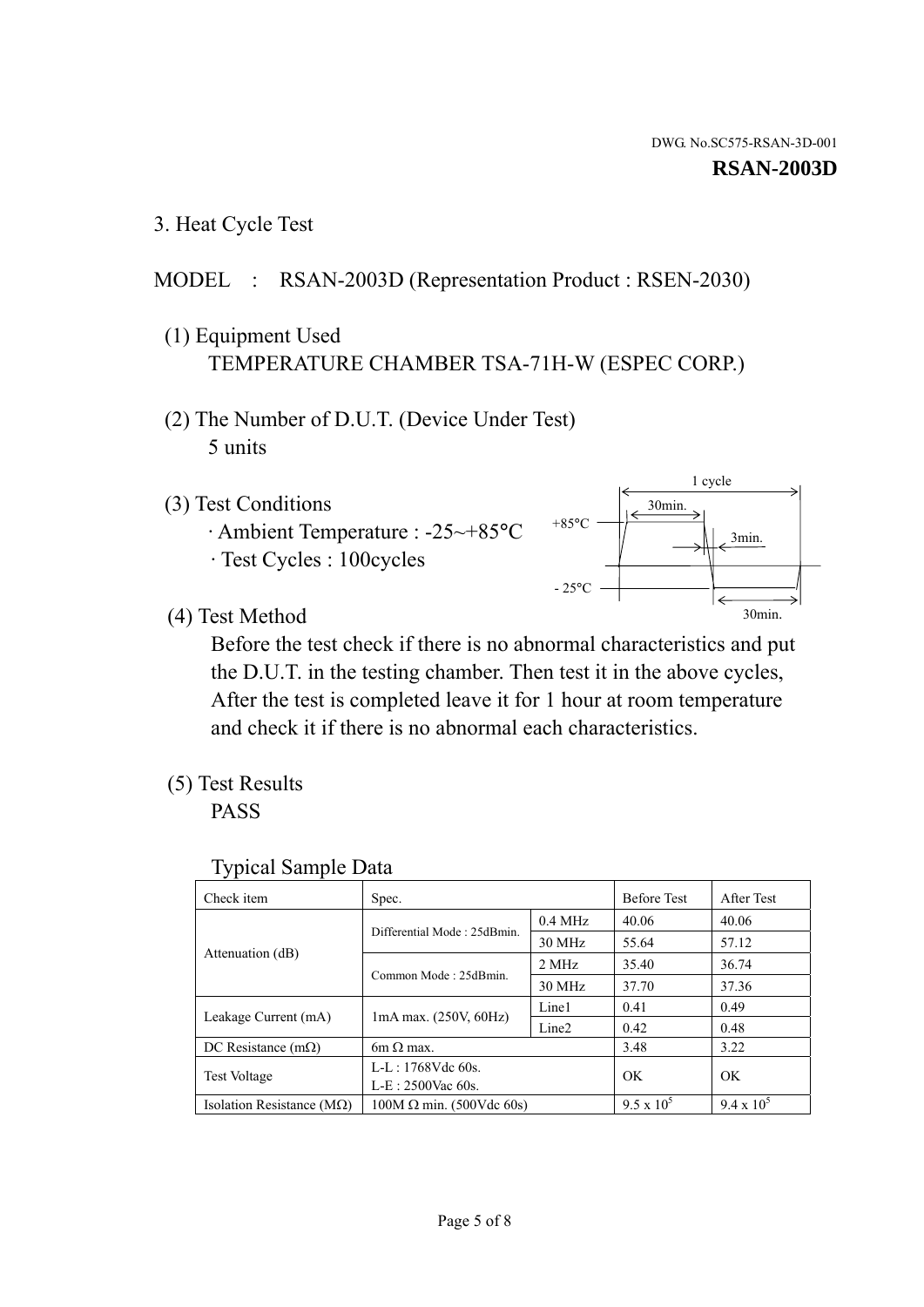DWG. No.SC575-RSAN-3D-001

**RSAN-2003D**

## 3. Heat Cycle Test

MODEL : RSAN-2003D (Representation Product : RSEN-2030)

(1) Equipment Used

TEMPERATURE CHAMBER TSA-71H-W (ESPEC CORP.)

(2) The Number of D.U.T. (Device Under Test)

5 units

(3) Test Conditions

· Ambient Temperature : -25~+85°C

· Test Cycles : 100cycles

1 cycle
30min.
+85°C
3min.
- 25°C
30min.

(4) Test Method

Before the test check if there is no abnormal characteristics and put the D.U.T. in the testing chamber. Then test it in the above cycles, After the test is completed leave it for 1 hour at room temperature and check it if there is no abnormal each characteristics.

(5) Test Results

PASS

Typical Sample Data

| Check item | Spec. | | Before Test | After Test |
|---|---|---|---|---|
| Attenuation (dB) | Differential Mode : 25dBmin. | 0.4 MHz | 40.06 | 40.06 |
| | | 30 MHz | 55.64 | 57.12 |
| | Common Mode : 25dBmin. | 2 MHz | 35.40 | 36.74 |
| | | 30 MHz | 37.70 | 37.36 |
| Leakage Current (mA) | 1mA max. (250V, 60Hz) | Line1 | 0.41 | 0.49 |
| | | Line2 | 0.42 | 0.48 |
| DC Resistance (mΩ) | 6m Ω max. | | 3.48 | 3.22 |
| Test Voltage | L-L : 1768Vdc 60s.<br>L-E : 2500Vac 60s. | | OK | OK |
| Isolation Resistance (MΩ) | 100M Ω min. (500Vdc 60s) | | $9.5 \times 10^5$ | $9.4 \times 10^5$ |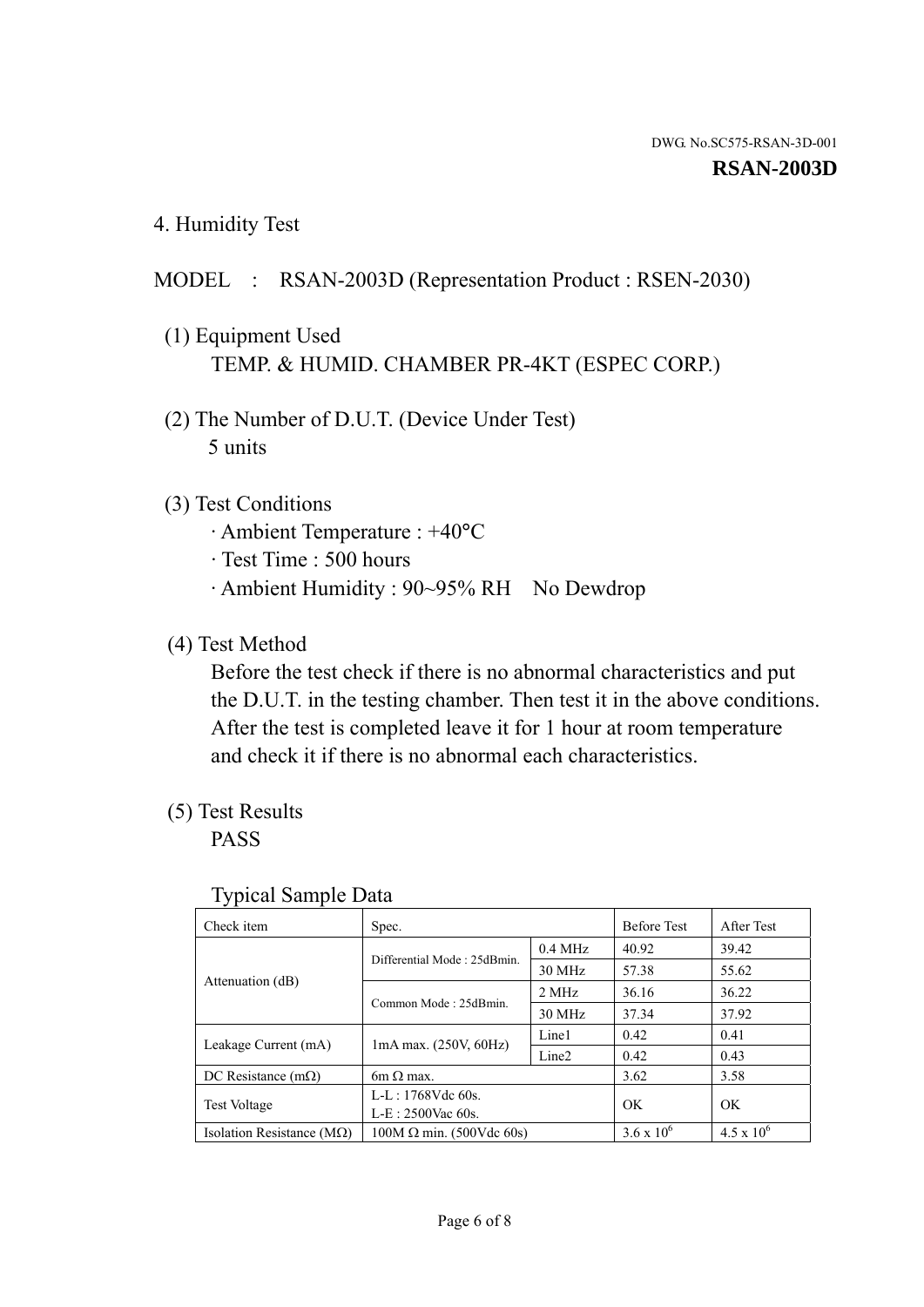DWG. No.SC575-RSAN-3D-001

**RSAN-2003D**

## 4. Humidity Test

MODEL : RSAN-2003D (Representation Product : RSEN-2030)

(1) Equipment Used
TEMP. & HUMID. CHAMBER PR-4KT (ESPEC CORP.)

(2) The Number of D.U.T. (Device Under Test)
5 units

(3) Test Conditions
· Ambient Temperature : +40°C
· Test Time : 500 hours
· Ambient Humidity : 90~95% RH No Dewdrop

(4) Test Method
Before the test check if there is no abnormal characteristics and put the D.U.T. in the testing chamber. Then test it in the above conditions. After the test is completed leave it for 1 hour at room temperature and check it if there is no abnormal each characteristics.

(5) Test Results
PASS

Typical Sample Data

| Check item | Spec. | | Before Test | After Test |
|---|---|---|---|---|
| Attenuation (dB) | Differential Mode : 25dBmin. | 0.4 MHz | 40.92 | 39.42 |
| | | 30 MHz | 57.38 | 55.62 |
| | Common Mode : 25dBmin. | 2 MHz | 36.16 | 36.22 |
| | | 30 MHz | 37.34 | 37.92 |
| Leakage Current (mA) | 1mA max. (250V, 60Hz) | Line1 | 0.42 | 0.41 |
| | | Line2 | 0.42 | 0.43 |
| DC Resistance (mΩ) | 6m Ω max. | | 3.62 | 3.58 |
| Test Voltage | L-L : 1768Vdc 60s. L-E : 2500Vac 60s. | | OK | OK |
| Isolation Resistance (MΩ) | 100M Ω min. (500Vdc 60s) | | $3.6 \times 10^6$ | $4.5 \times 10^6$ |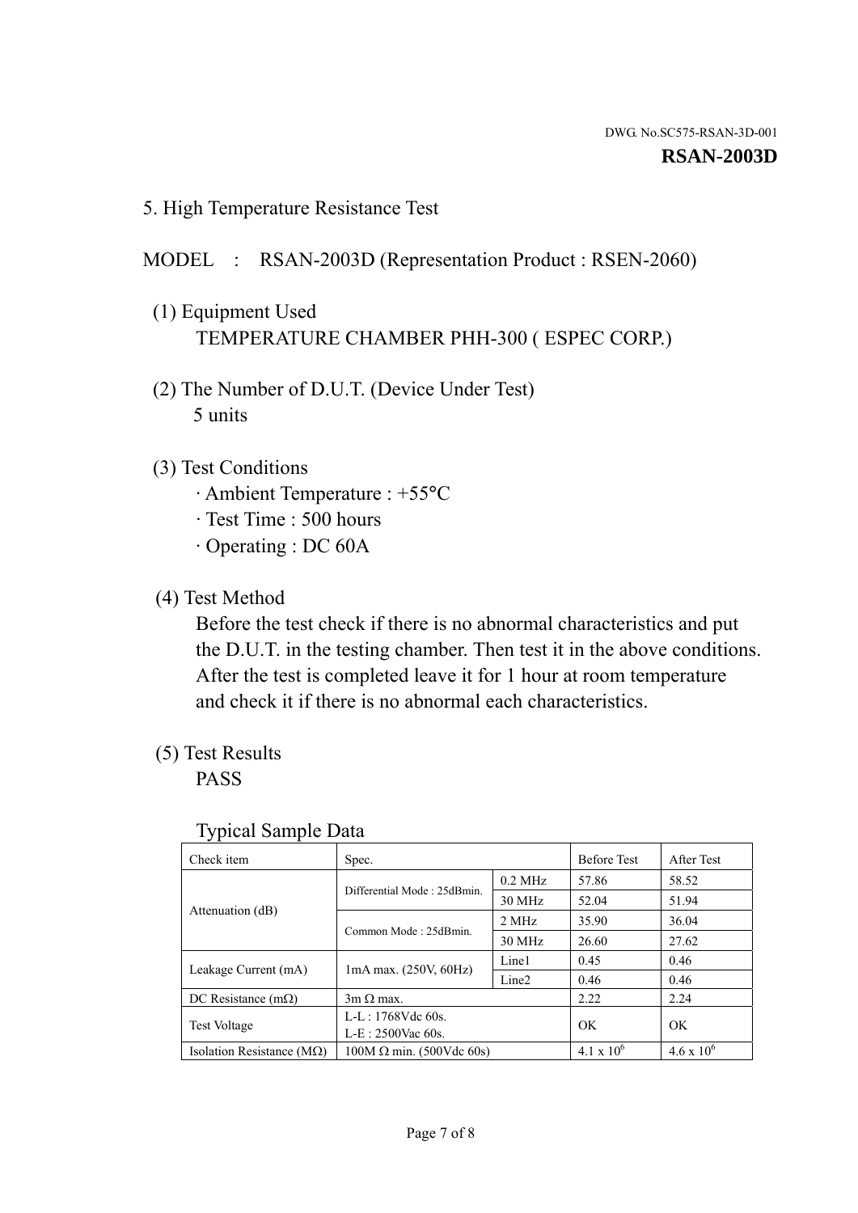DWG. No.SC575-RSAN-3D-001

**RSAN-2003D**

## 5. High Temperature Resistance Test

MODEL : RSAN-2003D (Representation Product : RSEN-2060)

(1) Equipment Used
TEMPERATURE CHAMBER PHH-300 ( ESPEC CORP.)

(2) The Number of D.U.T. (Device Under Test)
5 units

(3) Test Conditions
· Ambient Temperature : +55°C
· Test Time : 500 hours
· Operating : DC 60A

(4) Test Method
Before the test check if there is no abnormal characteristics and put the D.U.T. in the testing chamber. Then test it in the above conditions. After the test is completed leave it for 1 hour at room temperature and check it if there is no abnormal each characteristics.

(5) Test Results
PASS

Typical Sample Data

| Check item | Spec. | | Before Test | After Test |
|---|---|---|---|---|
| Attenuation (dB) | Differential Mode : 25dBmin. | 0.2 MHz | 57.86 | 58.52 |
| | | 30 MHz | 52.04 | 51.94 |
| | Common Mode : 25dBmin. | 2 MHz | 35.90 | 36.04 |
| | | 30 MHz | 26.60 | 27.62 |
| Leakage Current (mA) | 1mA max. (250V, 60Hz) | Line1 | 0.45 | 0.46 |
| | | Line2 | 0.46 | 0.46 |
| DC Resistance (mΩ) | 3m Ω max. | | 2.22 | 2.24 |
| Test Voltage | L-L : 1768Vdc 60s.<br>L-E : 2500Vac 60s. | | OK | OK |
| Isolation Resistance (MΩ) | 100M Ω min. (500Vdc 60s) | | $4.1 \times 10^6$ | $4.6 \times 10^6$ |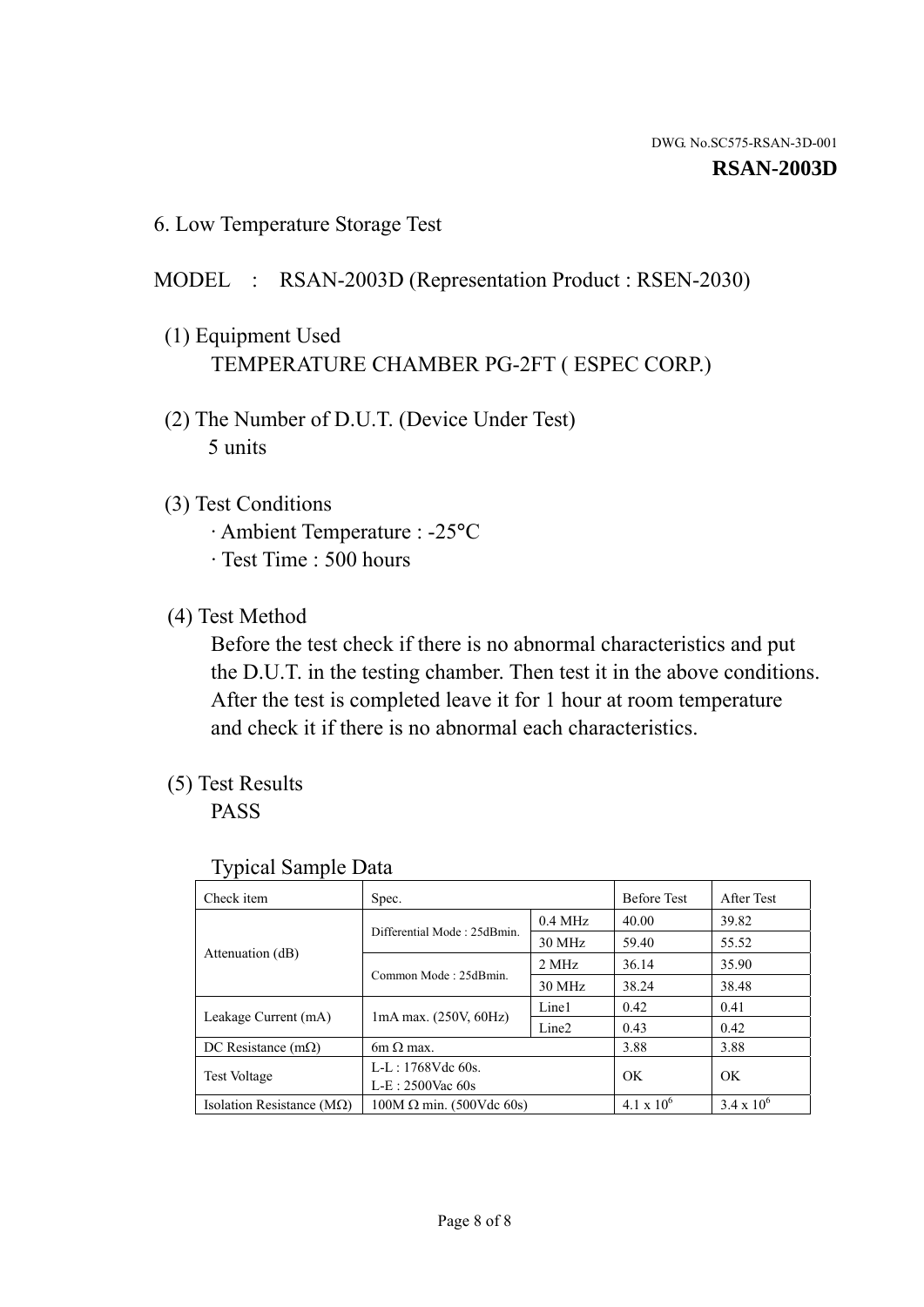DWG. No.SC575-RSAN-3D-001

**RSAN-2003D**

## 6. Low Temperature Storage Test

MODEL : RSAN-2003D (Representation Product : RSEN-2030)

(1) Equipment Used

TEMPERATURE CHAMBER PG-2FT ( ESPEC CORP.)

(2) The Number of D.U.T. (Device Under Test)

5 units

(3) Test Conditions

· Ambient Temperature : -25°C

· Test Time : 500 hours

(4) Test Method

Before the test check if there is no abnormal characteristics and put the D.U.T. in the testing chamber. Then test it in the above conditions. After the test is completed leave it for 1 hour at room temperature and check it if there is no abnormal each characteristics.

(5) Test Results

PASS

Typical Sample Data

| Check item | Spec. | | Before Test | After Test |
|---|---|---|---|---|
| Attenuation (dB) | Differential Mode : 25dBmin. | 0.4 MHz | 40.00 | 39.82 |
| | | 30 MHz | 59.40 | 55.52 |
| | Common Mode : 25dBmin. | 2 MHz | 36.14 | 35.90 |
| | | 30 MHz | 38.24 | 38.48 |
| Leakage Current (mA) | 1mA max. (250V, 60Hz) | Line1 | 0.42 | 0.41 |
| | | Line2 | 0.43 | 0.42 |
| DC Resistance (mΩ) | 6m Ω max. | | 3.88 | 3.88 |
| Test Voltage | L-L : 1768Vdc 60s.<br>L-E : 2500Vac 60s | | OK | OK |
| Isolation Resistance (MΩ) | 100M Ω min. (500Vdc 60s) | | $4.1 \times 10^6$ | $3.4 \times 10^6$ |